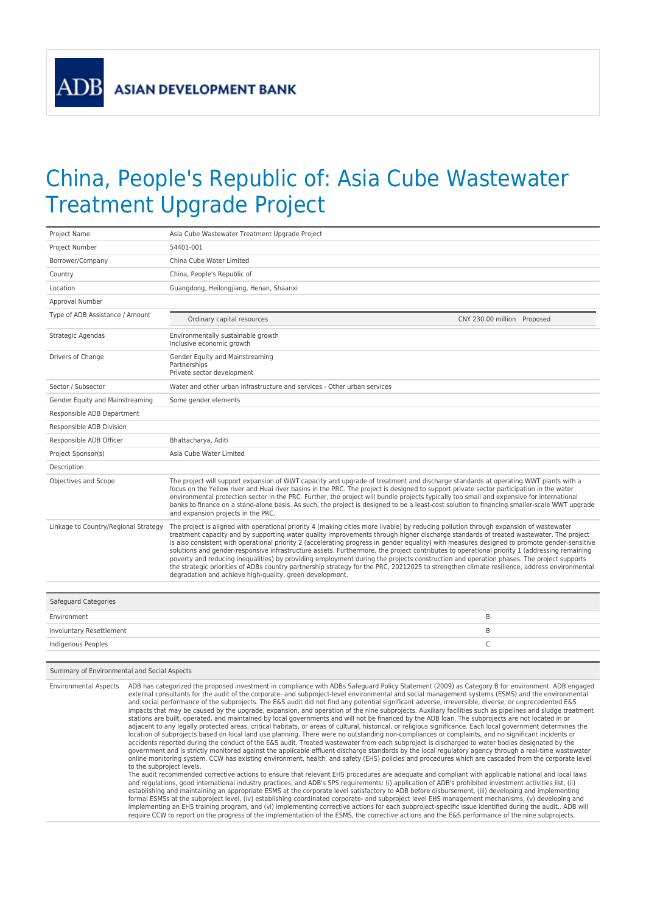ADB ASIAN DEVELOPMENT BANK

# China, People's Republic of: Asia Cube Wastewater Treatment Upgrade Project

| | |
|---|---|
| Project Name | Asia Cube Wastewater Treatment Upgrade Project |
| Project Number | 54401-001 |
| Borrower/Company | China Cube Water Limited |
| Country | China, People's Republic of |
| Location | Guangdong, Heilongjiang, Henan, Shaanxi |
| Approval Number | |
| Type of ADB Assistance / Amount | Ordinary capital resources — CNY 230.00 million Proposed |
| Strategic Agendas | Environmentally sustainable growth<br>Inclusive economic growth |
| Drivers of Change | Gender Equity and Mainstreaming<br>Partnerships<br>Private sector development |
| Sector / Subsector | Water and other urban infrastructure and services - Other urban services |
| Gender Equity and Mainstreaming | Some gender elements |
| Responsible ADB Department | |
| Responsible ADB Division | |
| Responsible ADB Officer | Bhattacharya, Aditi |
| Project Sponsor(s) | Asia Cube Water Limited |
| Description | |
| Objectives and Scope | The project will support expansion of WWT capacity and upgrade of treatment and discharge standards at operating WWT plants with a focus on the Yellow river and Huai river basins in the PRC. The project is designed to support private sector participation in the water environmental protection sector in the PRC. Further, the project will bundle projects typically too small and expensive for international banks to finance on a stand-alone basis. As such, the project is designed to be a least-cost solution to financing smaller-scale WWT upgrade and expansion projects in the PRC. |
| Linkage to Country/Regional Strategy | The project is aligned with operational priority 4 (making cities more livable) by reducing pollution through expansion of wastewater treatment capacity and by supporting water quality improvements through higher discharge standards of treated wastewater. The project is also consistent with operational priority 2 (accelerating progress in gender equality) with measures designed to promote gender-sensitive solutions and gender-responsive infrastructure assets. Furthermore, the project contributes to operational priority 1 (addressing remaining poverty and reducing inequalities) by providing employment during the projects construction and operation phases. The project supports the strategic priorities of ADBs country partnership strategy for the PRC, 20212025 to strengthen climate resilience, address environmental degradation and achieve high-quality, green development. |

| Safeguard Categories | |
|---|---|
| Environment | B |
| Involuntary Resettlement | B |
| Indigenous Peoples | C |

| Summary of Environmental and Social Aspects | |
|---|---|
| Environmental Aspects | ADB has categorized the proposed investment in compliance with ADBs Safeguard Policy Statement (2009) as Category B for environment. ADB engaged external consultants for the audit of the corporate- and subproject-level environmental and social management systems (ESMS) and the environmental and social performance of the subprojects. The E&S audit did not find any potential significant adverse, irreversible, diverse, or unprecedented E&S impacts that may be caused by the upgrade, expansion, and operation of the nine subprojects. Auxiliary facilities such as pipelines and sludge treatment stations are built, operated, and maintained by local governments and will not be financed by the ADB loan. The subprojects are not located in or adjacent to any legally protected areas, critical habitats, or areas of cultural, historical, or religious significance. Each local government determines the location of subprojects based on local land use planning. There were no outstanding non-compliances or complaints, and no significant incidents or accidents reported during the conduct of the E&S audit. Treated wastewater from each subproject is discharged to water bodies designated by the government and is strictly monitored against the applicable effluent discharge standards by the local regulatory agency through a real-time wastewater online monitoring system. CCW has existing environment, health, and safety (EHS) policies and procedures which are cascaded from the corporate level to the subproject levels.<br>The audit recommended corrective actions to ensure that relevant EHS procedures are adequate and compliant with applicable national and local laws and regulations, good international industry practices, and ADB's SPS requirements: (i) application of ADB's prohibited investment activities list, (ii) establishing and maintaining an appropriate ESMS at the corporate level satisfactory to ADB before disbursement, (iii) developing and implementing formal ESMSs at the subproject level, (iv) establishing coordinated corporate- and subproject level EHS management mechanisms, (v) developing and implementing an EHS training program, and (vi) implementing corrective actions for each subproject-specific issue identified during the audit.. ADB will require CCW to report on the progress of the implementation of the ESMS, the corrective actions and the E&S performance of the nine subprojects. |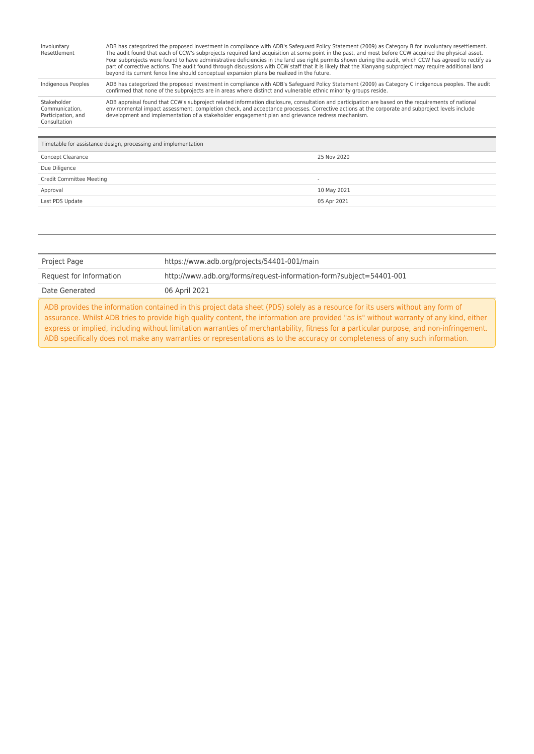| | |
|---|---|
| Involuntary Resettlement | ADB has categorized the proposed investment in compliance with ADB's Safeguard Policy Statement (2009) as Category B for involuntary resettlement. The audit found that each of CCW's subprojects required land acquisition at some point in the past, and most before CCW acquired the physical asset. Four subprojects were found to have administrative deficiencies in the land use right permits shown during the audit, which CCW has agreed to rectify as part of corrective actions. The audit found through discussions with CCW staff that it is likely that the Xianyang subproject may require additional land beyond its current fence line should conceptual expansion plans be realized in the future. |
| Indigenous Peoples | ADB has categorized the proposed investment in compliance with ADB's Safeguard Policy Statement (2009) as Category C indigenous peoples. The audit confirmed that none of the subprojects are in areas where distinct and vulnerable ethnic minority groups reside. |
| Stakeholder Communication, Participation, and Consultation | ADB appraisal found that CCW's subproject related information disclosure, consultation and participation are based on the requirements of national environmental impact assessment, completion check, and acceptance processes. Corrective actions at the corporate and subproject levels include development and implementation of a stakeholder engagement plan and grievance redress mechanism. |

| Timetable for assistance design, processing and implementation | |
|---|---|
| Concept Clearance | 25 Nov 2020 |
| Due Diligence | |
| Credit Committee Meeting | - |
| Approval | 10 May 2021 |
| Last PDS Update | 05 Apr 2021 |

| | |
|---|---|
| Project Page | https://www.adb.org/projects/54401-001/main |
| Request for Information | http://www.adb.org/forms/request-information-form?subject=54401-001 |
| Date Generated | 06 April 2021 |

ADB provides the information contained in this project data sheet (PDS) solely as a resource for its users without any form of assurance. Whilst ADB tries to provide high quality content, the information are provided "as is" without warranty of any kind, either express or implied, including without limitation warranties of merchantability, fitness for a particular purpose, and non-infringement. ADB specifically does not make any warranties or representations as to the accuracy or completeness of any such information.